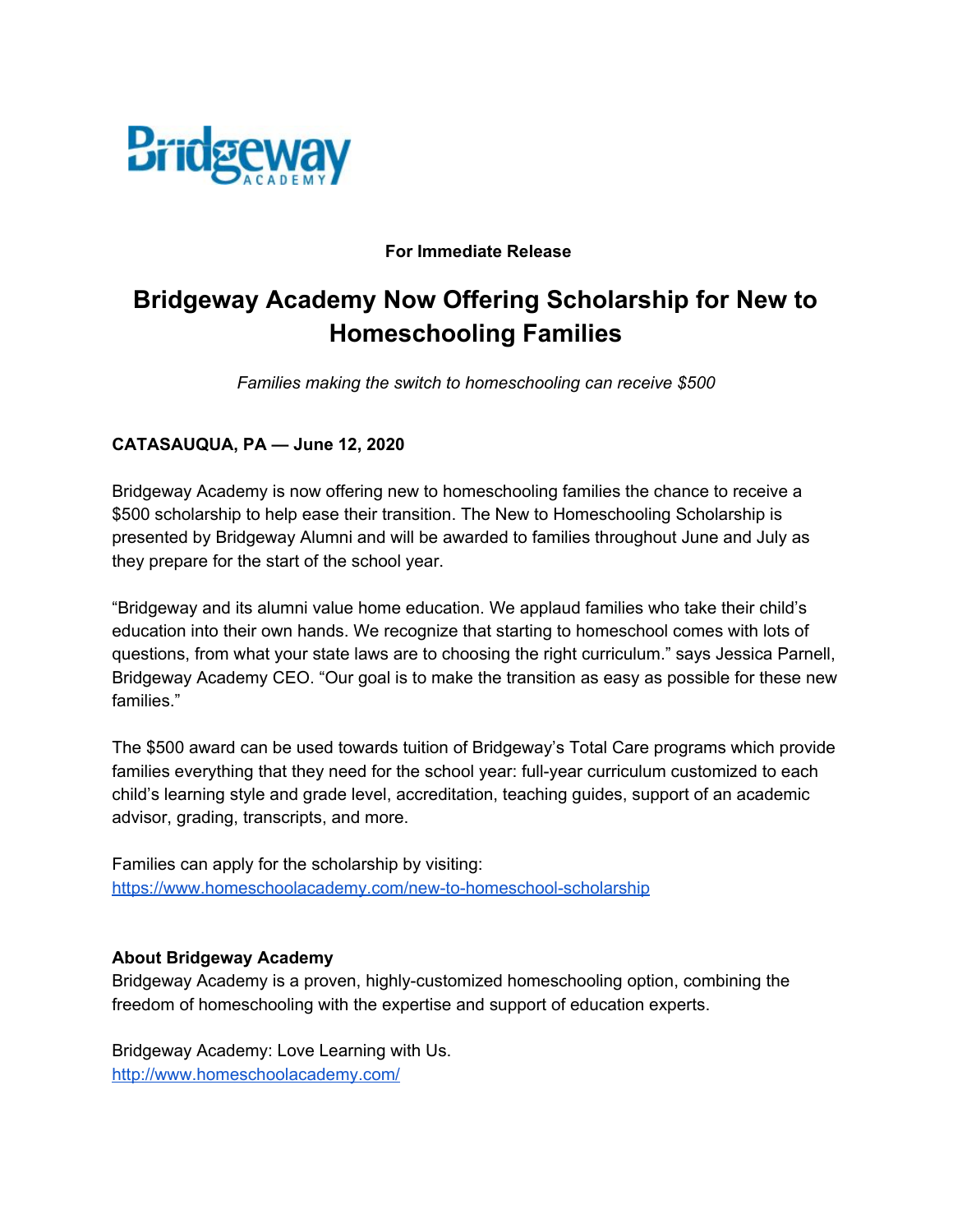**For Immediate Release**

# Bridgeway Academy Now Offering Scholarship for New to Homeschooling Families

*Families making the switch to homeschooling can receive $500*

**CATASAUQUA, PA — June 12, 2020**

Bridgeway Academy is now offering new to homeschooling families the chance to receive a $500 scholarship to help ease their transition. The New to Homeschooling Scholarship is presented by Bridgeway Alumni and will be awarded to families throughout June and July as they prepare for the start of the school year.

"Bridgeway and its alumni value home education. We applaud families who take their child's education into their own hands. We recognize that starting to homeschool comes with lots of questions, from what your state laws are to choosing the right curriculum." says Jessica Parnell, Bridgeway Academy CEO. "Our goal is to make the transition as easy as possible for these new families."

The $500 award can be used towards tuition of Bridgeway's Total Care programs which provide families everything that they need for the school year: full-year curriculum customized to each child's learning style and grade level, accreditation, teaching guides, support of an academic advisor, grading, transcripts, and more.

Families can apply for the scholarship by visiting:
[https://www.homeschoolacademy.com/new-to-homeschool-scholarship](https://www.homeschoolacademy.com/new-to-homeschool-scholarship)

**About Bridgeway Academy**
Bridgeway Academy is a proven, highly-customized homeschooling option, combining the freedom of homeschooling with the expertise and support of education experts.

Bridgeway Academy: Love Learning with Us.
[http://www.homeschoolacademy.com/](http://www.homeschoolacademy.com/)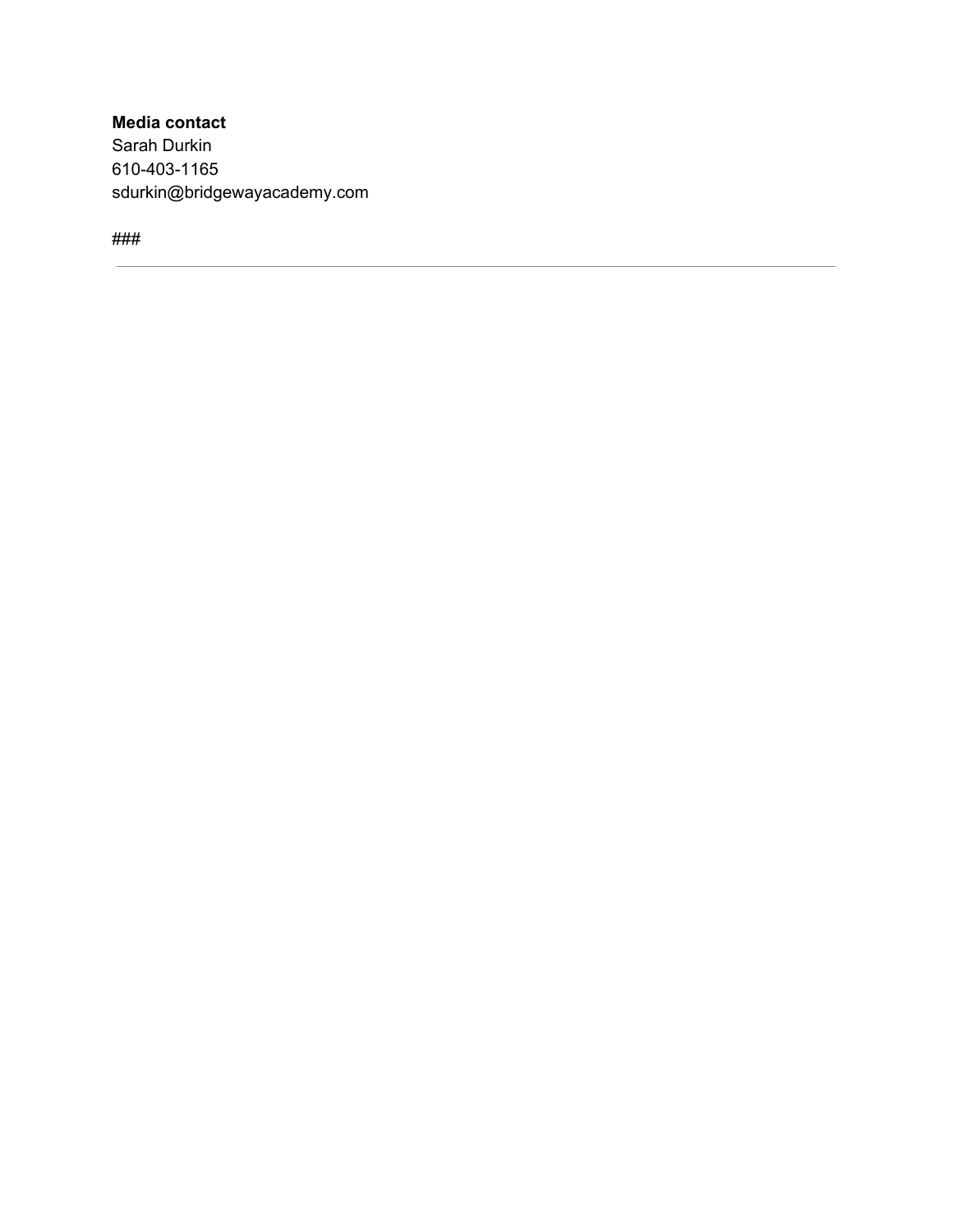**Media contact**
Sarah Durkin
610-403-1165
sdurkin@bridgewayacademy.com

###

---